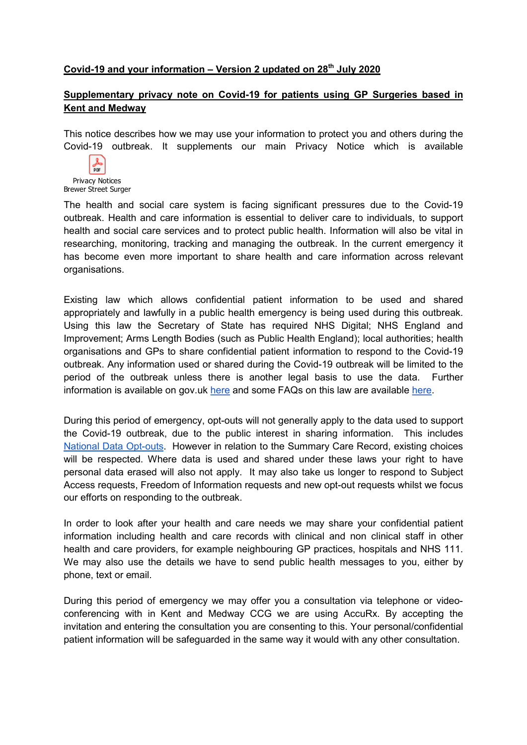**Covid-19 and your information – Version 2 updated on 28th July 2020**

**Supplementary privacy note on Covid-19 for patients using GP Surgeries based in Kent and Medway**

This notice describes how we may use your information to protect you and others during the Covid-19 outbreak. It supplements our main Privacy Notice which is available

Privacy Notices Brewer Street Surger

The health and social care system is facing significant pressures due to the Covid-19 outbreak. Health and care information is essential to deliver care to individuals, to support health and social care services and to protect public health. Information will also be vital in researching, monitoring, tracking and managing the outbreak. In the current emergency it has become even more important to share health and care information across relevant organisations.

Existing law which allows confidential patient information to be used and shared appropriately and lawfully in a public health emergency is being used during this outbreak. Using this law the Secretary of State has required NHS Digital; NHS England and Improvement; Arms Length Bodies (such as Public Health England); local authorities; health organisations and GPs to share confidential patient information to respond to the Covid-19 outbreak. Any information used or shared during the Covid-19 outbreak will be limited to the period of the outbreak unless there is another legal basis to use the data. Further information is available on gov.uk here and some FAQs on this law are available here.

During this period of emergency, opt-outs will not generally apply to the data used to support the Covid-19 outbreak, due to the public interest in sharing information. This includes National Data Opt-outs. However in relation to the Summary Care Record, existing choices will be respected. Where data is used and shared under these laws your right to have personal data erased will also not apply. It may also take us longer to respond to Subject Access requests, Freedom of Information requests and new opt-out requests whilst we focus our efforts on responding to the outbreak.

In order to look after your health and care needs we may share your confidential patient information including health and care records with clinical and non clinical staff in other health and care providers, for example neighbouring GP practices, hospitals and NHS 111. We may also use the details we have to send public health messages to you, either by phone, text or email.

During this period of emergency we may offer you a consultation via telephone or video-conferencing with in Kent and Medway CCG we are using AccuRx. By accepting the invitation and entering the consultation you are consenting to this. Your personal/confidential patient information will be safeguarded in the same way it would with any other consultation.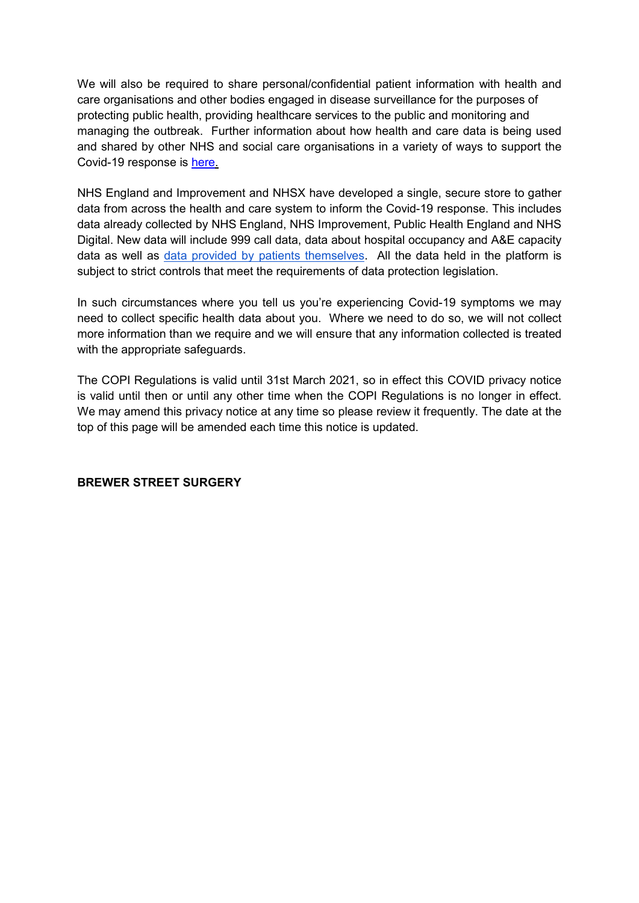We will also be required to share personal/confidential patient information with health and care organisations and other bodies engaged in disease surveillance for the purposes of protecting public health, providing healthcare services to the public and monitoring and managing the outbreak. Further information about how health and care data is being used and shared by other NHS and social care organisations in a variety of ways to support the Covid-19 response is here.

NHS England and Improvement and NHSX have developed a single, secure store to gather data from across the health and care system to inform the Covid-19 response. This includes data already collected by NHS England, NHS Improvement, Public Health England and NHS Digital. New data will include 999 call data, data about hospital occupancy and A&E capacity data as well as data provided by patients themselves. All the data held in the platform is subject to strict controls that meet the requirements of data protection legislation.

In such circumstances where you tell us you're experiencing Covid-19 symptoms we may need to collect specific health data about you. Where we need to do so, we will not collect more information than we require and we will ensure that any information collected is treated with the appropriate safeguards.

The COPI Regulations is valid until 31st March 2021, so in effect this COVID privacy notice is valid until then or until any other time when the COPI Regulations is no longer in effect. We may amend this privacy notice at any time so please review it frequently. The date at the top of this page will be amended each time this notice is updated.

**BREWER STREET SURGERY**